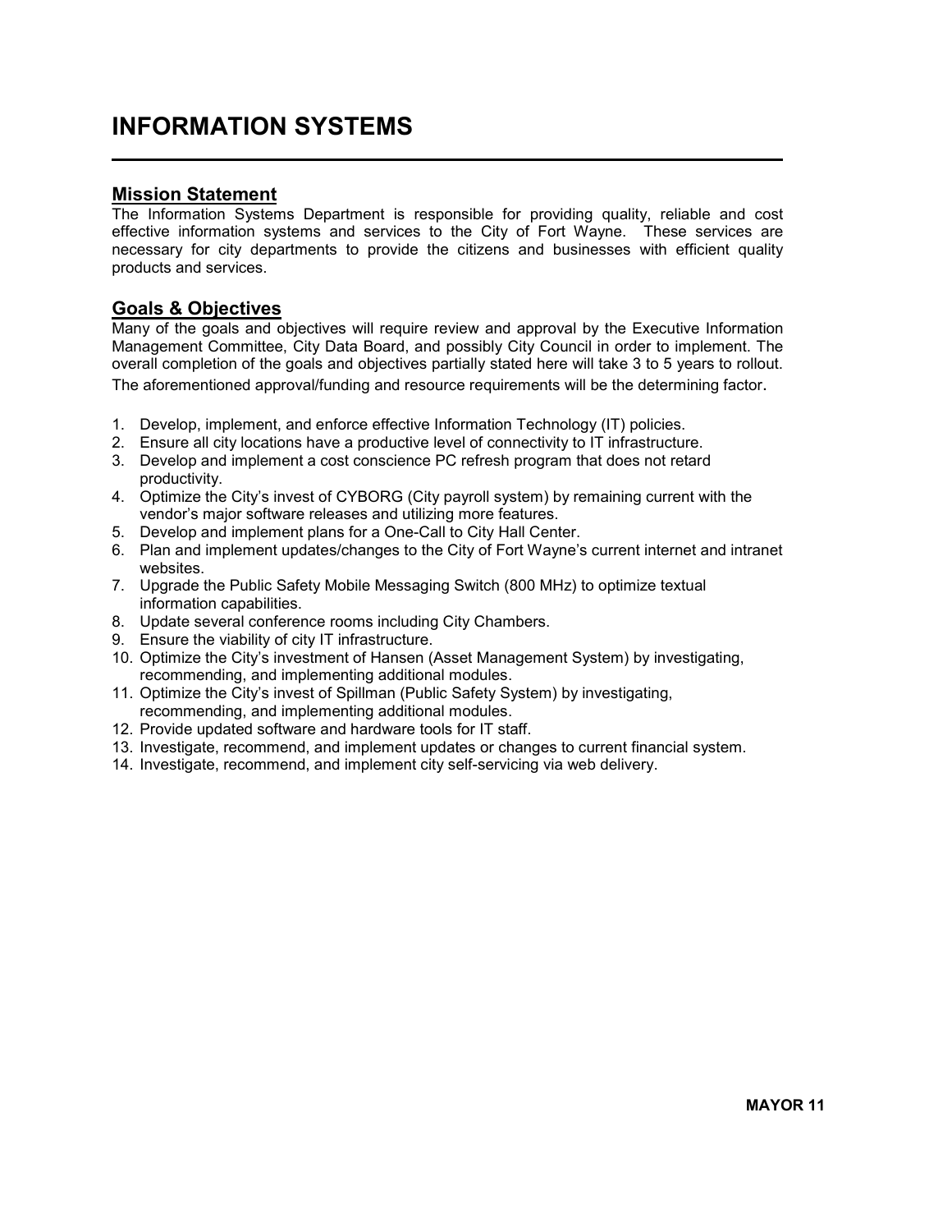# INFORMATION SYSTEMS

## Mission Statement

The Information Systems Department is responsible for providing quality, reliable and cost effective information systems and services to the City of Fort Wayne. These services are necessary for city departments to provide the citizens and businesses with efficient quality products and services.

## Goals & Objectives

Many of the goals and objectives will require review and approval by the Executive Information Management Committee, City Data Board, and possibly City Council in order to implement. The overall completion of the goals and objectives partially stated here will take 3 to 5 years to rollout. The aforementioned approval/funding and resource requirements will be the determining factor.

1. Develop, implement, and enforce effective Information Technology (IT) policies.
2. Ensure all city locations have a productive level of connectivity to IT infrastructure.
3. Develop and implement a cost conscience PC refresh program that does not retard productivity.
4. Optimize the City's invest of CYBORG (City payroll system) by remaining current with the vendor's major software releases and utilizing more features.
5. Develop and implement plans for a One-Call to City Hall Center.
6. Plan and implement updates/changes to the City of Fort Wayne's current internet and intranet websites.
7. Upgrade the Public Safety Mobile Messaging Switch (800 MHz) to optimize textual information capabilities.
8. Update several conference rooms including City Chambers.
9. Ensure the viability of city IT infrastructure.
10. Optimize the City's investment of Hansen (Asset Management System) by investigating, recommending, and implementing additional modules.
11. Optimize the City's invest of Spillman (Public Safety System) by investigating, recommending, and implementing additional modules.
12. Provide updated software and hardware tools for IT staff.
13. Investigate, recommend, and implement updates or changes to current financial system.
14. Investigate, recommend, and implement city self-servicing via web delivery.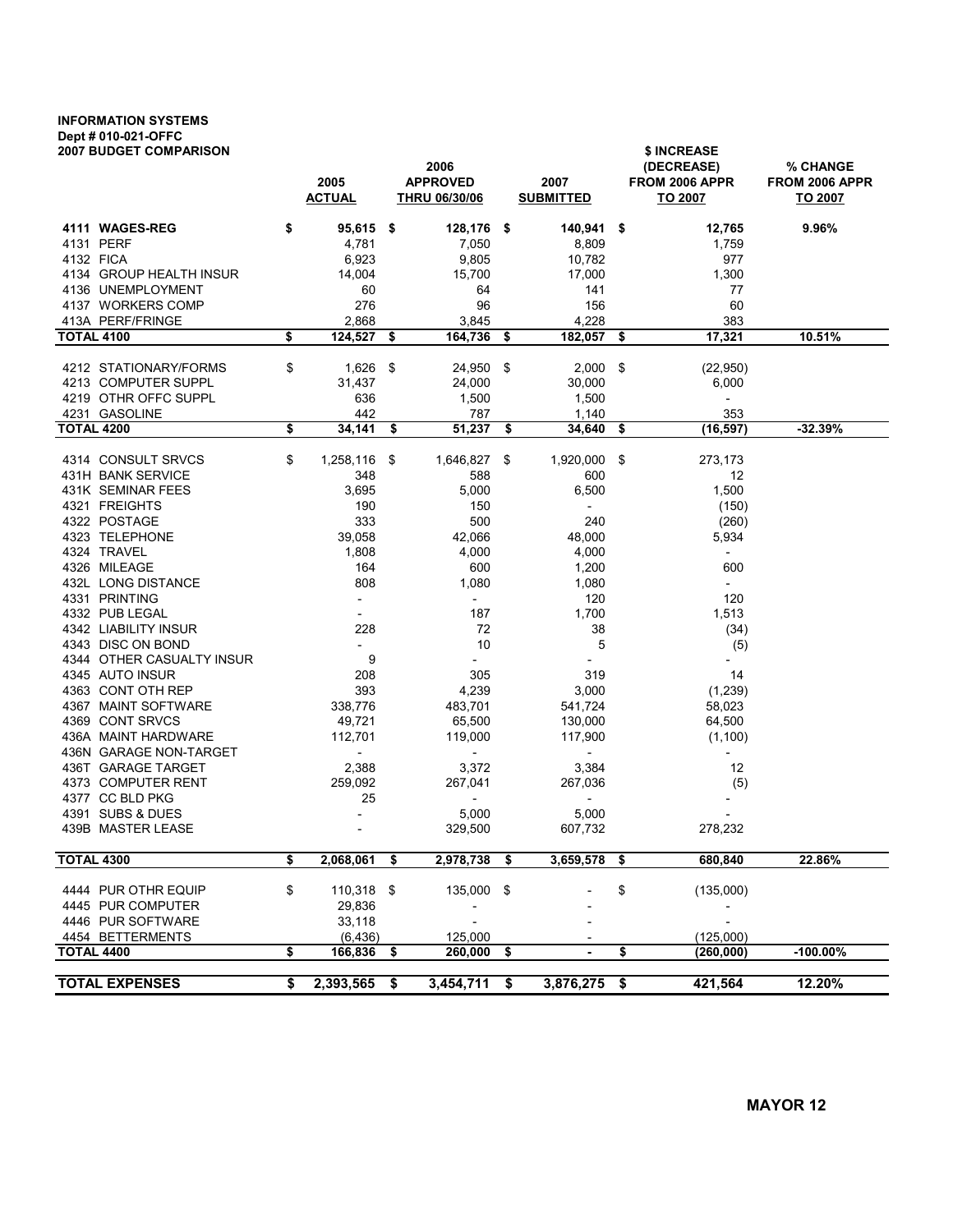**INFORMATION SYSTEMS**
**Dept # 010-021-OFFC**
**2007 BUDGET COMPARISON**

| | 2005 ACTUAL | 2006 APPROVED THRU 06/30/06 | 2007 SUBMITTED | $ INCREASE (DECREASE) FROM 2006 APPR TO 2007 | % CHANGE FROM 2006 APPR TO 2007 |
|---|---|---|---|---|---|
| **4111 WAGES-REG** | **$ 95,615** | **$ 128,176** | **$ 140,941** | **$ 12,765** | **9.96%** |
| 4131 PERF | 4,781 | 7,050 | 8,809 | 1,759 | |
| 4132 FICA | 6,923 | 9,805 | 10,782 | 977 | |
| 4134 GROUP HEALTH INSUR | 14,004 | 15,700 | 17,000 | 1,300 | |
| 4136 UNEMPLOYMENT | 60 | 64 | 141 | 77 | |
| 4137 WORKERS COMP | 276 | 96 | 156 | 60 | |
| 413A PERF/FRINGE | 2,868 | 3,845 | 4,228 | 383 | |
| **TOTAL 4100** | **$ 124,527** | **$ 164,736** | **$ 182,057** | **$ 17,321** | **10.51%** |
| 4212 STATIONARY/FORMS | $ 1,626 | $ 24,950 | $ 2,000 | $ (22,950) | |
| 4213 COMPUTER SUPPL | 31,437 | 24,000 | 30,000 | 6,000 | |
| 4219 OTHR OFFC SUPPL | 636 | 1,500 | 1,500 | - | |
| 4231 GASOLINE | 442 | 787 | 1,140 | 353 | |
| **TOTAL 4200** | **$ 34,141** | **$ 51,237** | **$ 34,640** | **$ (16,597)** | **-32.39%** |
| 4314 CONSULT SRVCS | $ 1,258,116 | $ 1,646,827 | $ 1,920,000 | $ 273,173 | |
| 431H BANK SERVICE | 348 | 588 | 600 | 12 | |
| 431K SEMINAR FEES | 3,695 | 5,000 | 6,500 | 1,500 | |
| 4321 FREIGHTS | 190 | 150 | - | (150) | |
| 4322 POSTAGE | 333 | 500 | 240 | (260) | |
| 4323 TELEPHONE | 39,058 | 42,066 | 48,000 | 5,934 | |
| 4324 TRAVEL | 1,808 | 4,000 | 4,000 | - | |
| 4326 MILEAGE | 164 | 600 | 1,200 | 600 | |
| 432L LONG DISTANCE | 808 | 1,080 | 1,080 | - | |
| 4331 PRINTING | - | - | 120 | 120 | |
| 4332 PUB LEGAL | - | 187 | 1,700 | 1,513 | |
| 4342 LIABILITY INSUR | 228 | 72 | 38 | (34) | |
| 4343 DISC ON BOND | - | 10 | 5 | (5) | |
| 4344 OTHER CASUALTY INSUR | 9 | - | - | - | |
| 4345 AUTO INSUR | 208 | 305 | 319 | 14 | |
| 4363 CONT OTH REP | 393 | 4,239 | 3,000 | (1,239) | |
| 4367 MAINT SOFTWARE | 338,776 | 483,701 | 541,724 | 58,023 | |
| 4369 CONT SRVCS | 49,721 | 65,500 | 130,000 | 64,500 | |
| 436A MAINT HARDWARE | 112,701 | 119,000 | 117,900 | (1,100) | |
| 436N GARAGE NON-TARGET | - | - | - | - | |
| 436T GARAGE TARGET | 2,388 | 3,372 | 3,384 | 12 | |
| 4373 COMPUTER RENT | 259,092 | 267,041 | 267,036 | (5) | |
| 4377 CC BLD PKG | 25 | - | - | - | |
| 4391 SUBS & DUES | - | 5,000 | 5,000 | - | |
| 439B MASTER LEASE | - | 329,500 | 607,732 | 278,232 | |
| **TOTAL 4300** | **$ 2,068,061** | **$ 2,978,738** | **$ 3,659,578** | **$ 680,840** | **22.86%** |
| 4444 PUR OTHR EQUIP | $ 110,318 | $ 135,000 | $ - | $ (135,000) | |
| 4445 PUR COMPUTER | 29,836 | - | - | - | |
| 4446 PUR SOFTWARE | 33,118 | - | - | - | |
| 4454 BETTERMENTS | (6,436) | 125,000 | - | (125,000) | |
| **TOTAL 4400** | **$ 166,836** | **$ 260,000** | **$ -** | **$ (260,000)** | **-100.00%** |
| **TOTAL EXPENSES** | **$ 2,393,565** | **$ 3,454,711** | **$ 3,876,275** | **$ 421,564** | **12.20%** |

**MAYOR 12**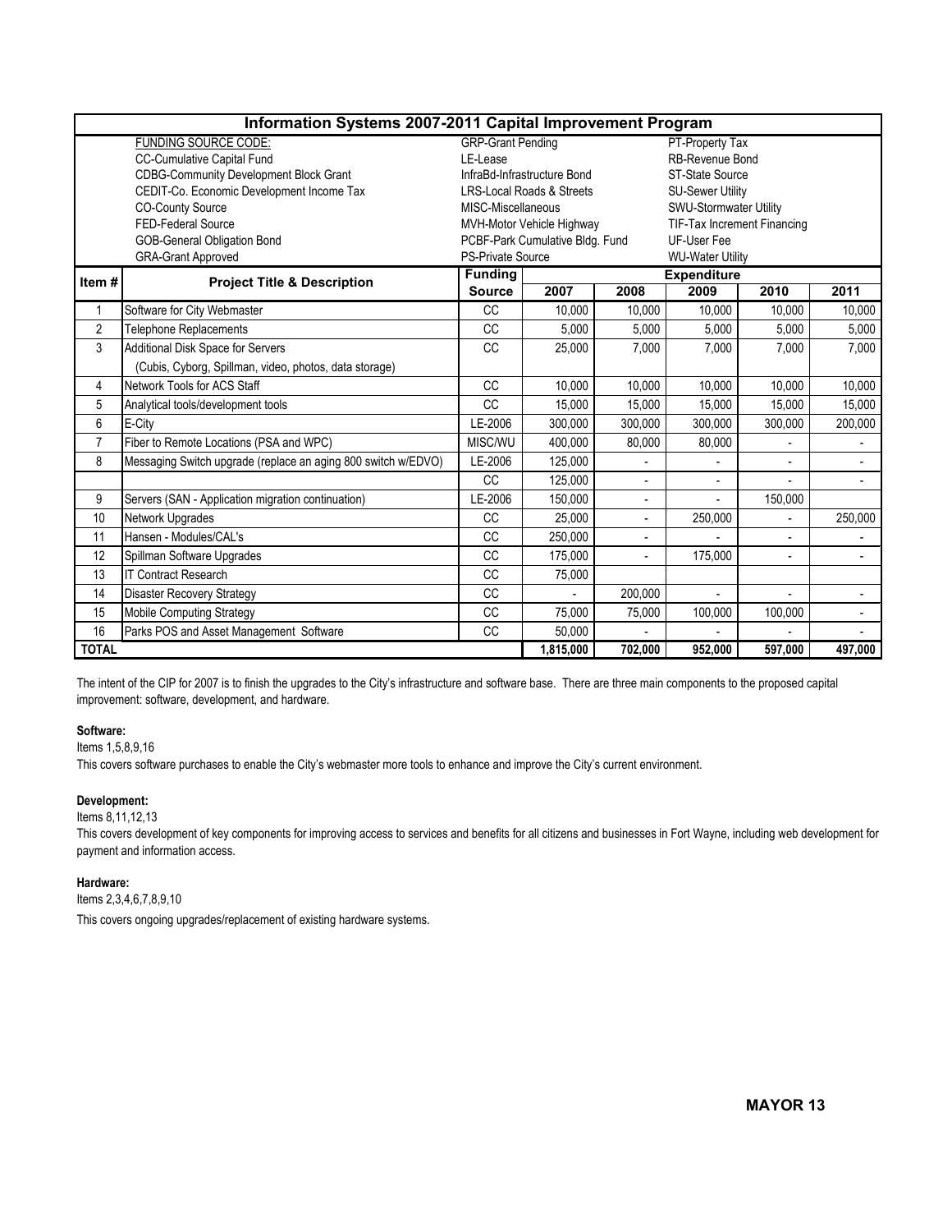## Information Systems 2007-2011 Capital Improvement Program

| FUNDING SOURCE CODE: | | |
|---|---|---|
| CC-Cumulative Capital Fund | GRP-Grant Pending | PT-Property Tax |
| CDBG-Community Development Block Grant | LE-Lease | RB-Revenue Bond |
| CEDIT-Co. Economic Development Income Tax | InfraBd-Infrastructure Bond | ST-State Source |
| CO-County Source | LRS-Local Roads & Streets | SU-Sewer Utility |
| FED-Federal Source | MISC-Miscellaneous | SWU-Stormwater Utility |
| GOB-General Obligation Bond | MVH-Motor Vehicle Highway | TIF-Tax Increment Financing |
| GRA-Grant Approved | PCBF-Park Cumulative Bldg. Fund | UF-User Fee |
| | PS-Private Source | WU-Water Utility |

| Item # | Project Title & Description | Funding Source | Expenditure 2007 | 2008 | 2009 | 2010 | 2011 |
|---|---|---|---|---|---|---|---|
| 1 | Software for City Webmaster | CC | 10,000 | 10,000 | 10,000 | 10,000 | 10,000 |
| 2 | Telephone Replacements | CC | 5,000 | 5,000 | 5,000 | 5,000 | 5,000 |
| 3 | Additional Disk Space for Servers (Cubis, Cyborg, Spillman, video, photos, data storage) | CC | 25,000 | 7,000 | 7,000 | 7,000 | 7,000 |
| 4 | Network Tools for ACS Staff | CC | 10,000 | 10,000 | 10,000 | 10,000 | 10,000 |
| 5 | Analytical tools/development tools | CC | 15,000 | 15,000 | 15,000 | 15,000 | 15,000 |
| 6 | E-City | LE-2006 | 300,000 | 300,000 | 300,000 | 300,000 | 200,000 |
| 7 | Fiber to Remote Locations (PSA and WPC) | MISC/WU | 400,000 | 80,000 | 80,000 | - | - |
| 8 | Messaging Switch upgrade (replace an aging 800 switch w/EDVO) | LE-2006 | 125,000 | - | - | - | - |
| | | CC | 125,000 | - | - | - | - |
| 9 | Servers (SAN - Application migration continuation) | LE-2006 | 150,000 | - | - | 150,000 | |
| 10 | Network Upgrades | CC | 25,000 | - | 250,000 | - | 250,000 |
| 11 | Hansen - Modules/CAL's | CC | 250,000 | - | - | - | - |
| 12 | Spillman Software Upgrades | CC | 175,000 | - | 175,000 | - | - |
| 13 | IT Contract Research | CC | 75,000 | | | | |
| 14 | Disaster Recovery Strategy | CC | - | 200,000 | - | - | - |
| 15 | Mobile Computing Strategy | CC | 75,000 | 75,000 | 100,000 | 100,000 | - |
| 16 | Parks POS and Asset Management Software | CC | 50,000 | - | - | - | - |
| **TOTAL** | | | **1,815,000** | **702,000** | **952,000** | **597,000** | **497,000** |

The intent of the CIP for 2007 is to finish the upgrades to the City's infrastructure and software base. There are three main components to the proposed capital improvement: software, development, and hardware.

**Software:**

Items 1,5,8,9,16

This covers software purchases to enable the City's webmaster more tools to enhance and improve the City's current environment.

**Development:**

Items 8,11,12,13

This covers development of key components for improving access to services and benefits for all citizens and businesses in Fort Wayne, including web development for payment and information access.

**Hardware:**

Items 2,3,4,6,7,8,9,10

This covers ongoing upgrades/replacement of existing hardware systems.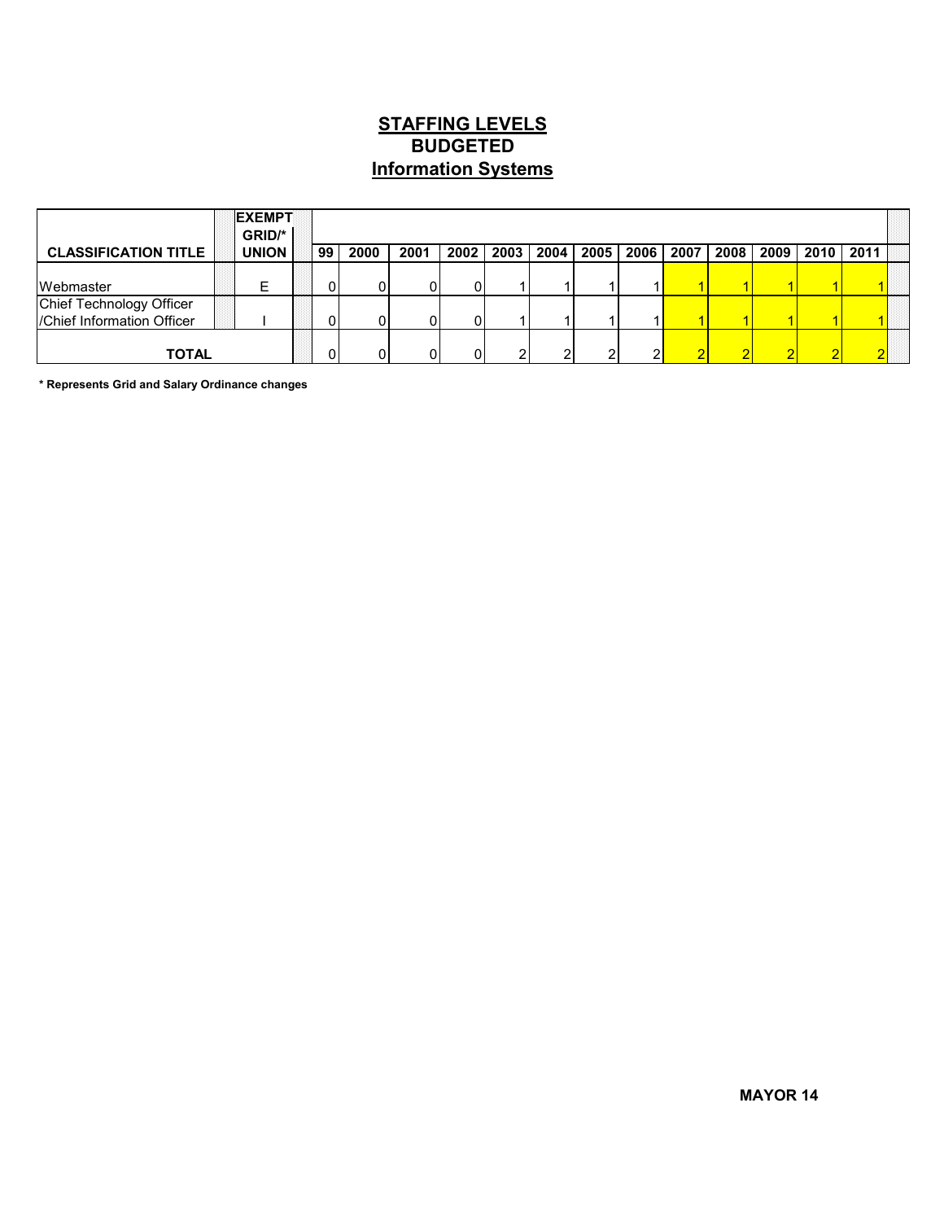# STAFFING LEVELS
## BUDGETED
## Information Systems

| CLASSIFICATION TITLE | EXEMPT GRID/* UNION | 99 | 2000 | 2001 | 2002 | 2003 | 2004 | 2005 | 2006 | 2007 | 2008 | 2009 | 2010 | 2011 |
|---|---|---|---|---|---|---|---|---|---|---|---|---|---|---|
| Webmaster | E | 0 | 0 | 0 | 0 | 1 | 1 | 1 | 1 | 1 | 1 | 1 | 1 | 1 |
| Chief Technology Officer /Chief Information Officer | I | 0 | 0 | 0 | 0 | 1 | 1 | 1 | 1 | 1 | 1 | 1 | 1 | 1 |
| **TOTAL** | | 0 | 0 | 0 | 0 | 2 | 2 | 2 | 2 | 2 | 2 | 2 | 2 | 2 |

**\* Represents Grid and Salary Ordinance changes**

**MAYOR 14**